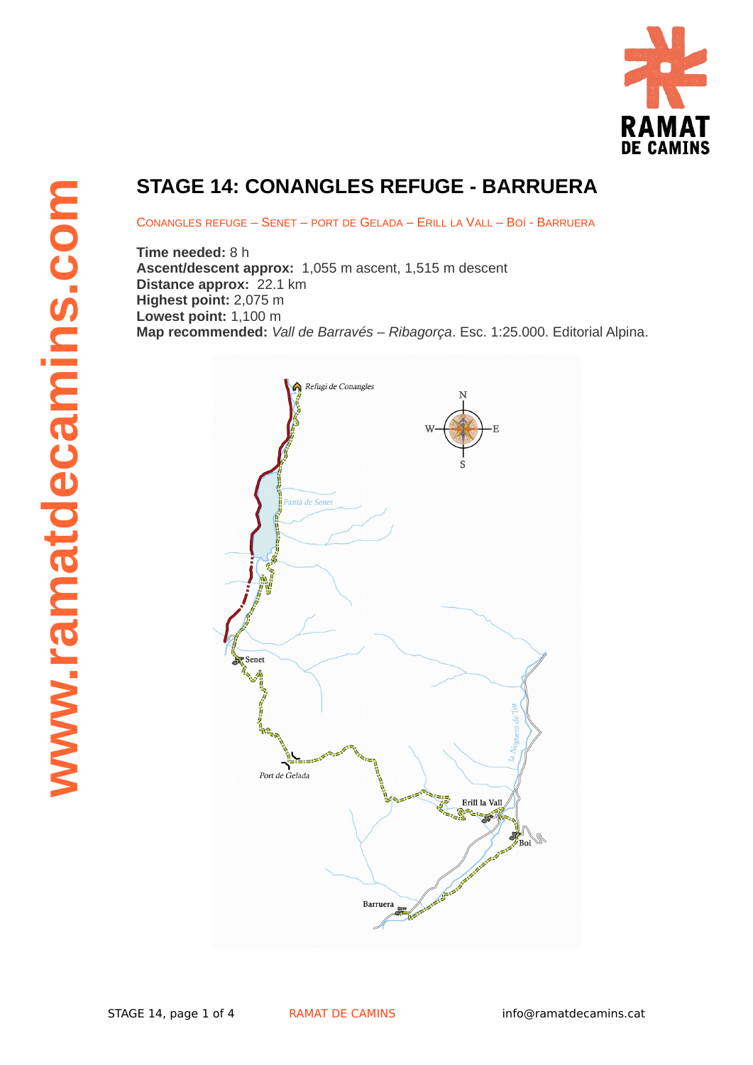# STAGE 14: CONANGLES REFUGE - BARRUERA

CONANGLES REFUGE – SENET – PORT DE GELADA – ERILL LA VALL – BOÍ - BARRUERA

**Time needed:** 8 h
**Ascent/descent approx:** 1,055 m ascent, 1,515 m descent
**Distance approx:** 22.1 km
**Highest point:** 2,075 m
**Lowest point:** 1,100 m
**Map recommended:** *Vall de Barravés – Ribagorça*. Esc. 1:25.000. Editorial Alpina.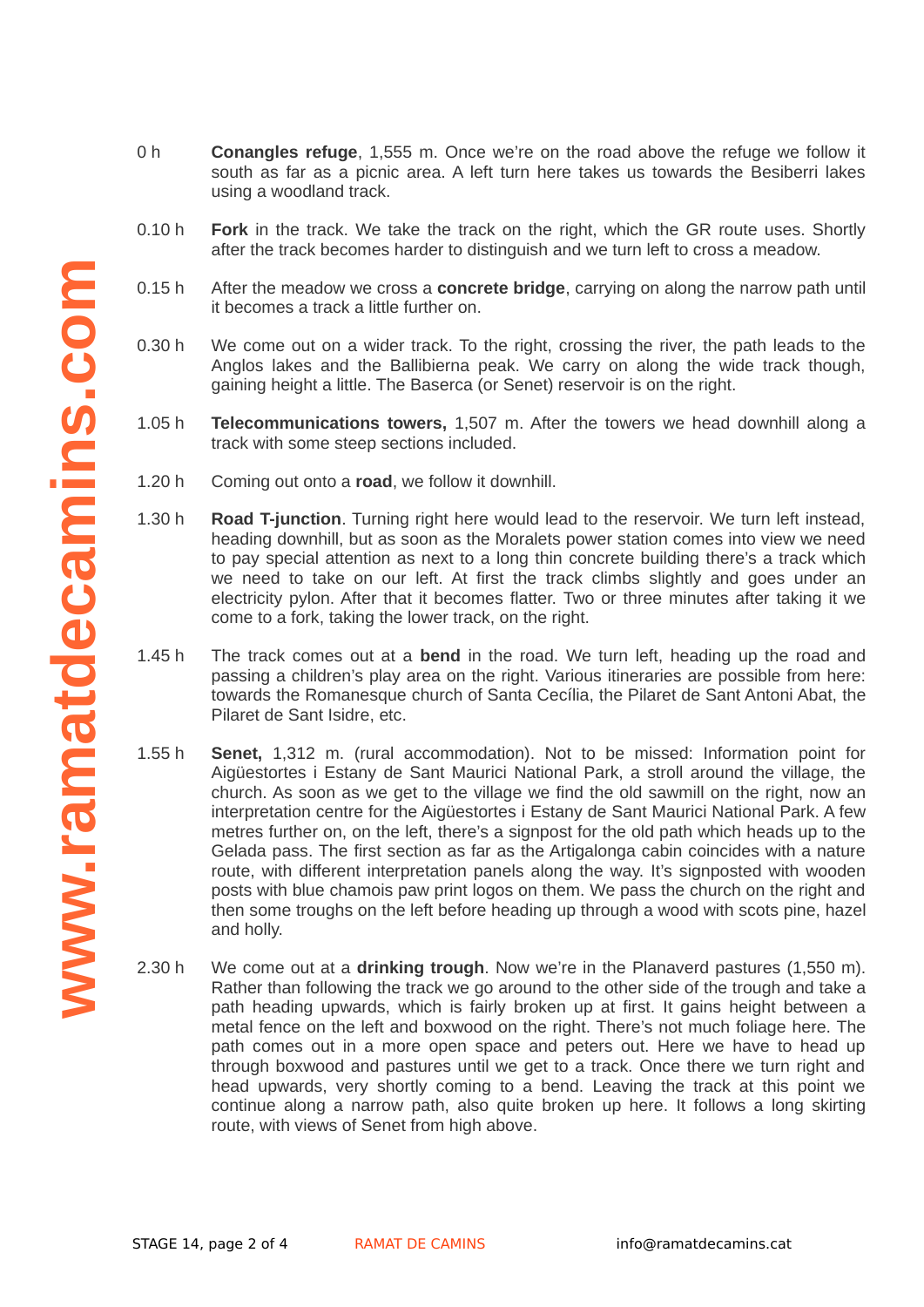0 h **Conangles refuge**, 1,555 m. Once we're on the road above the refuge we follow it south as far as a picnic area. A left turn here takes us towards the Besiberri lakes using a woodland track.

0.10 h **Fork** in the track. We take the track on the right, which the GR route uses. Shortly after the track becomes harder to distinguish and we turn left to cross a meadow.

0.15 h After the meadow we cross a **concrete bridge**, carrying on along the narrow path until it becomes a track a little further on.

0.30 h We come out on a wider track. To the right, crossing the river, the path leads to the Anglos lakes and the Ballibierna peak. We carry on along the wide track though, gaining height a little. The Baserca (or Senet) reservoir is on the right.

1.05 h **Telecommunications towers,** 1,507 m. After the towers we head downhill along a track with some steep sections included.

1.20 h Coming out onto a **road**, we follow it downhill.

1.30 h **Road T-junction**. Turning right here would lead to the reservoir. We turn left instead, heading downhill, but as soon as the Moralets power station comes into view we need to pay special attention as next to a long thin concrete building there's a track which we need to take on our left. At first the track climbs slightly and goes under an electricity pylon. After that it becomes flatter. Two or three minutes after taking it we come to a fork, taking the lower track, on the right.

1.45 h The track comes out at a **bend** in the road. We turn left, heading up the road and passing a children's play area on the right. Various itineraries are possible from here: towards the Romanesque church of Santa Cecília, the Pilaret de Sant Antoni Abat, the Pilaret de Sant Isidre, etc.

1.55 h **Senet,** 1,312 m. (rural accommodation). Not to be missed: Information point for Aigüestortes i Estany de Sant Maurici National Park, a stroll around the village, the church. As soon as we get to the village we find the old sawmill on the right, now an interpretation centre for the Aigüestortes i Estany de Sant Maurici National Park. A few metres further on, on the left, there's a signpost for the old path which heads up to the Gelada pass. The first section as far as the Artigalonga cabin coincides with a nature route, with different interpretation panels along the way. It's signposted with wooden posts with blue chamois paw print logos on them. We pass the church on the right and then some troughs on the left before heading up through a wood with scots pine, hazel and holly.

2.30 h We come out at a **drinking trough**. Now we're in the Planaverd pastures (1,550 m). Rather than following the track we go around to the other side of the trough and take a path heading upwards, which is fairly broken up at first. It gains height between a metal fence on the left and boxwood on the right. There's not much foliage here. The path comes out in a more open space and peters out. Here we have to head up through boxwood and pastures until we get to a track. Once there we turn right and head upwards, very shortly coming to a bend. Leaving the track at this point we continue along a narrow path, also quite broken up here. It follows a long skirting route, with views of Senet from high above.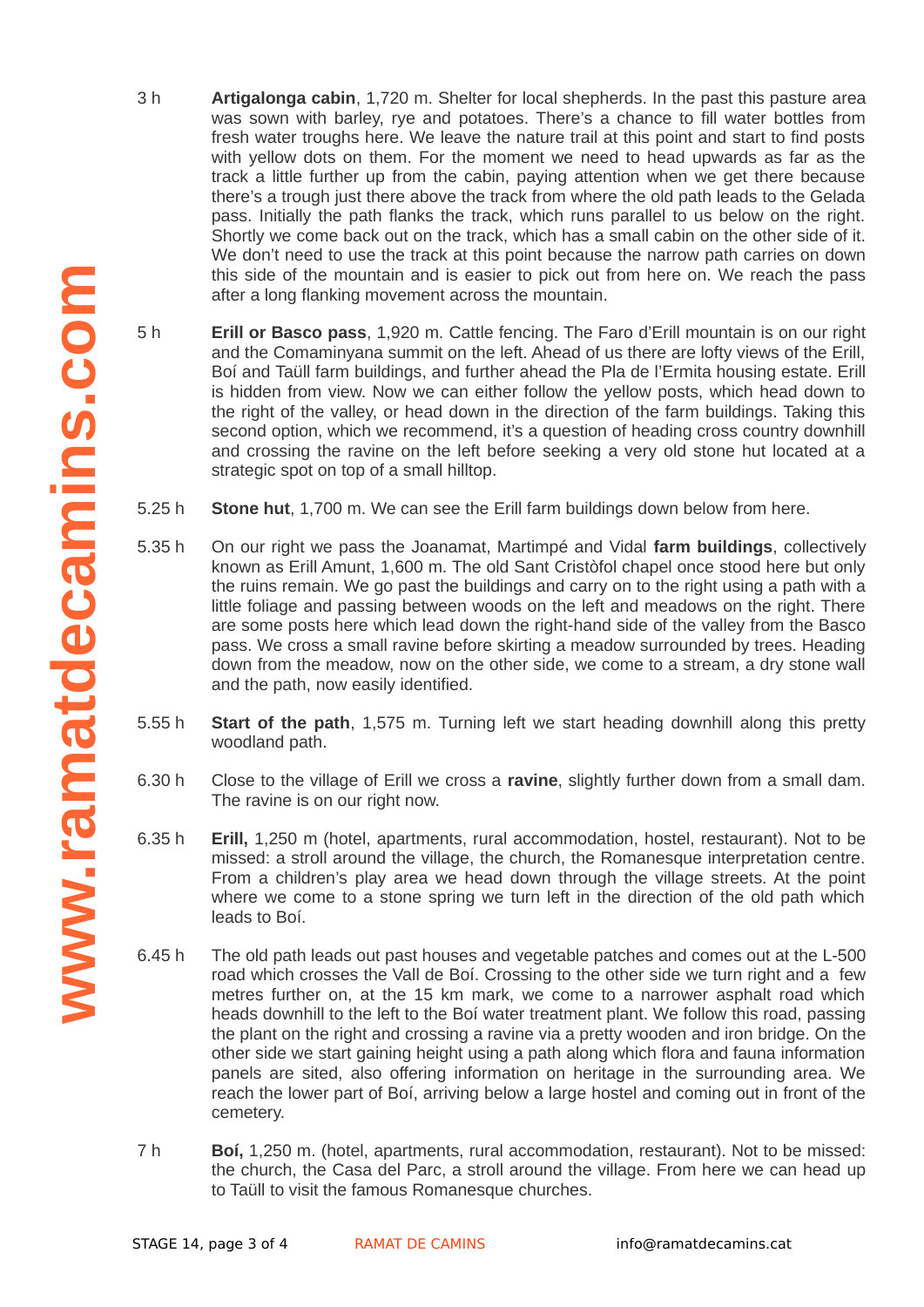3 h **Artigalonga cabin**, 1,720 m. Shelter for local shepherds. In the past this pasture area was sown with barley, rye and potatoes. There's a chance to fill water bottles from fresh water troughs here. We leave the nature trail at this point and start to find posts with yellow dots on them. For the moment we need to head upwards as far as the track a little further up from the cabin, paying attention when we get there because there's a trough just there above the track from where the old path leads to the Gelada pass. Initially the path flanks the track, which runs parallel to us below on the right. Shortly we come back out on the track, which has a small cabin on the other side of it. We don't need to use the track at this point because the narrow path carries on down this side of the mountain and is easier to pick out from here on. We reach the pass after a long flanking movement across the mountain.

5 h **Erill or Basco pass**, 1,920 m. Cattle fencing. The Faro d'Erill mountain is on our right and the Comaminyana summit on the left. Ahead of us there are lofty views of the Erill, Boí and Taüll farm buildings, and further ahead the Pla de l'Ermita housing estate. Erill is hidden from view. Now we can either follow the yellow posts, which head down to the right of the valley, or head down in the direction of the farm buildings. Taking this second option, which we recommend, it's a question of heading cross country downhill and crossing the ravine on the left before seeking a very old stone hut located at a strategic spot on top of a small hilltop.

5.25 h **Stone hut**, 1,700 m. We can see the Erill farm buildings down below from here.

5.35 h On our right we pass the Joanamat, Martimpé and Vidal **farm buildings**, collectively known as Erill Amunt, 1,600 m. The old Sant Cristòfol chapel once stood here but only the ruins remain. We go past the buildings and carry on to the right using a path with a little foliage and passing between woods on the left and meadows on the right. There are some posts here which lead down the right-hand side of the valley from the Basco pass. We cross a small ravine before skirting a meadow surrounded by trees. Heading down from the meadow, now on the other side, we come to a stream, a dry stone wall and the path, now easily identified.

5.55 h **Start of the path**, 1,575 m. Turning left we start heading downhill along this pretty woodland path.

6.30 h Close to the village of Erill we cross a **ravine**, slightly further down from a small dam. The ravine is on our right now.

6.35 h **Erill,** 1,250 m (hotel, apartments, rural accommodation, hostel, restaurant). Not to be missed: a stroll around the village, the church, the Romanesque interpretation centre. From a children's play area we head down through the village streets. At the point where we come to a stone spring we turn left in the direction of the old path which leads to Boí.

6.45 h The old path leads out past houses and vegetable patches and comes out at the L-500 road which crosses the Vall de Boí. Crossing to the other side we turn right and a few metres further on, at the 15 km mark, we come to a narrower asphalt road which heads downhill to the left to the Boí water treatment plant. We follow this road, passing the plant on the right and crossing a ravine via a pretty wooden and iron bridge. On the other side we start gaining height using a path along which flora and fauna information panels are sited, also offering information on heritage in the surrounding area. We reach the lower part of Boí, arriving below a large hostel and coming out in front of the cemetery.

7 h **Boí,** 1,250 m. (hotel, apartments, rural accommodation, restaurant). Not to be missed: the church, the Casa del Parc, a stroll around the village. From here we can head up to Taüll to visit the famous Romanesque churches.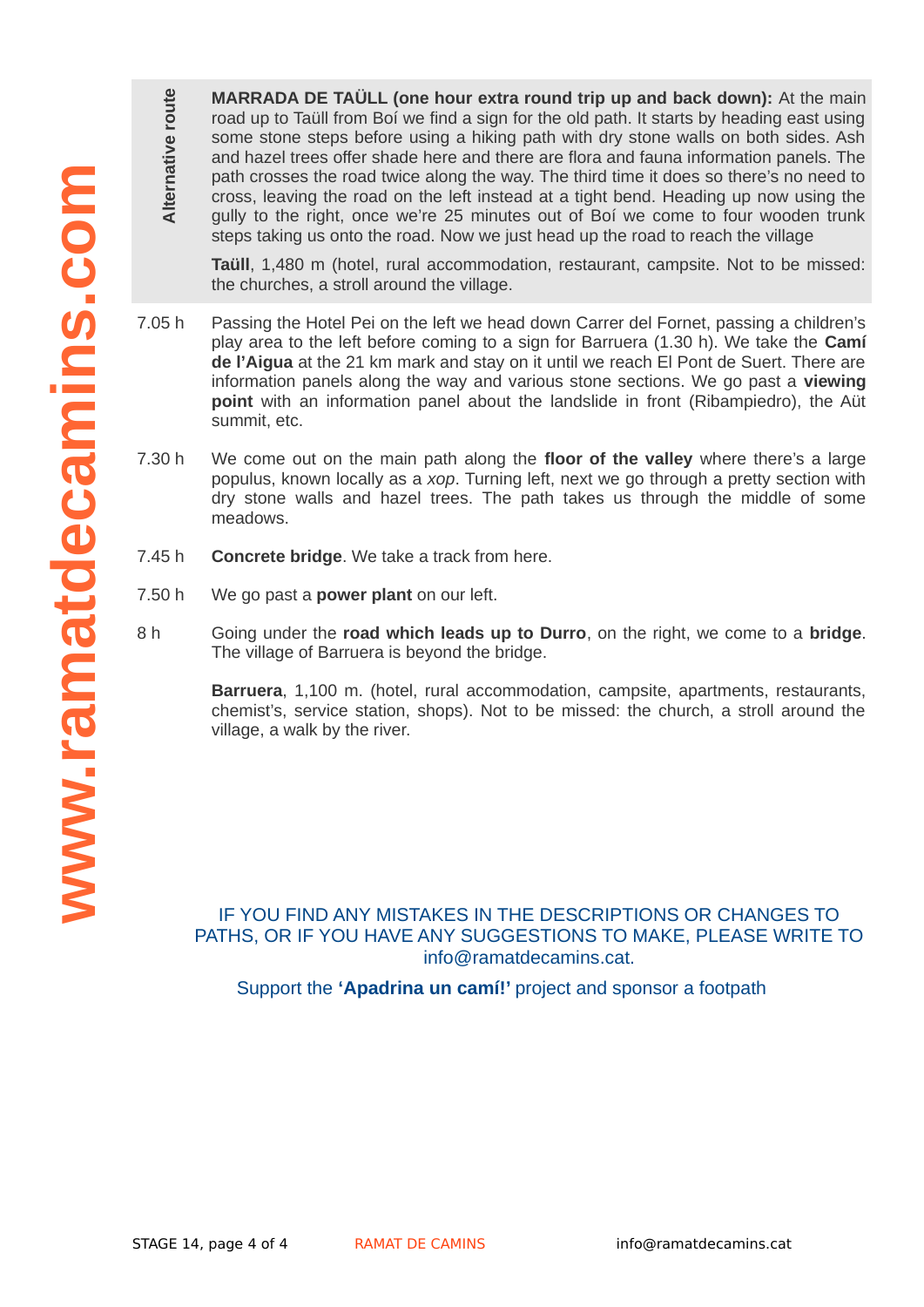**Alternative route**

**MARRADA DE TAÜLL (one hour extra round trip up and back down):** At the main road up to Taüll from Boí we find a sign for the old path. It starts by heading east using some stone steps before using a hiking path with dry stone walls on both sides. Ash and hazel trees offer shade here and there are flora and fauna information panels. The path crosses the road twice along the way. The third time it does so there's no need to cross, leaving the road on the left instead at a tight bend. Heading up now using the gully to the right, once we're 25 minutes out of Boí we come to four wooden trunk steps taking us onto the road. Now we just head up the road to reach the village

**Taüll**, 1,480 m (hotel, rural accommodation, restaurant, campsite. Not to be missed: the churches, a stroll around the village.

7.05 h — Passing the Hotel Pei on the left we head down Carrer del Fornet, passing a children's play area to the left before coming to a sign for Barruera (1.30 h). We take the **Camí de l'Aigua** at the 21 km mark and stay on it until we reach El Pont de Suert. There are information panels along the way and various stone sections. We go past a **viewing point** with an information panel about the landslide in front (Ribampiedro), the Aüt summit, etc.

7.30 h — We come out on the main path along the **floor of the valley** where there's a large populus, known locally as a *xop*. Turning left, next we go through a pretty section with dry stone walls and hazel trees. The path takes us through the middle of some meadows.

7.45 h — **Concrete bridge**. We take a track from here.

7.50 h — We go past a **power plant** on our left.

8 h — Going under the **road which leads up to Durro**, on the right, we come to a **bridge**. The village of Barruera is beyond the bridge.

**Barruera**, 1,100 m. (hotel, rural accommodation, campsite, apartments, restaurants, chemist's, service station, shops). Not to be missed: the church, a stroll around the village, a walk by the river.

IF YOU FIND ANY MISTAKES IN THE DESCRIPTIONS OR CHANGES TO PATHS, OR IF YOU HAVE ANY SUGGESTIONS TO MAKE, PLEASE WRITE TO info@ramatdecamins.cat.

Support the **'Apadrina un camí!'** project and sponsor a footpath